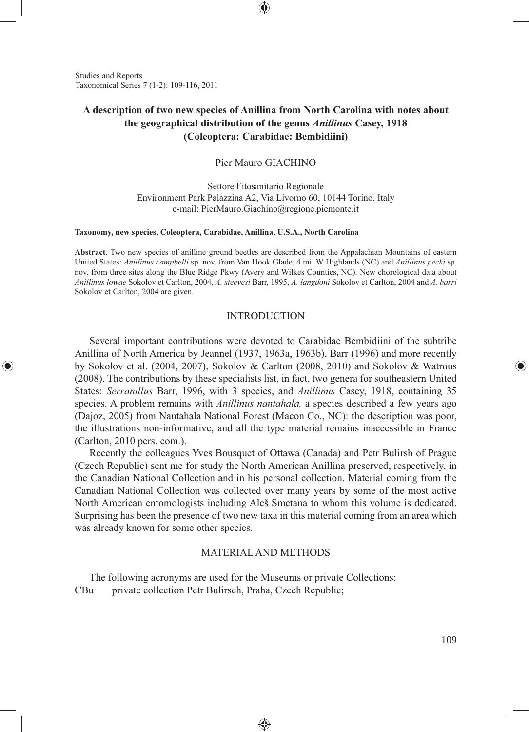# A description of two new species of Anillina from North Carolina with notes about the geographical distribution of the genus *Anillinus* Casey, 1918 (Coleoptera: Carabidae: Bembidiini)

Pier Mauro GIACHINO

Settore Fitosanitario Regionale
Environment Park Palazzina A2, Via Livorno 60, 10144 Torino, Italy
e-mail: PierMauro.Giachino@regione.piemonte.it

**Taxonomy, new species, Coleoptera, Carabidae, Anillina, U.S.A., North Carolina**

**Abstract**. Two new species of anilline ground beetles are described from the Appalachian Mountains of eastern United States: *Anillinus campbelli* sp. nov. from Van Hook Glade, 4 mi. W Highlands (NC) and *Anillinus pecki* sp. nov. from three sites along the Blue Ridge Pkwy (Avery and Wilkes Counties, NC). New chorological data about *Anillinus lowae* Sokolov et Carlton, 2004, *A. steevesi* Barr, 1995, *A. langdoni* Sokolov et Carlton, 2004 and *A. barri* Sokolov et Carlton, 2004 are given.

## INTRODUCTION

Several important contributions were devoted to Carabidae Bembidiini of the subtribe Anillina of North America by Jeannel (1937, 1963a, 1963b), Barr (1996) and more recently by Sokolov et al. (2004, 2007), Sokolov & Carlton (2008, 2010) and Sokolov & Watrous (2008). The contributions by these specialists list, in fact, two genera for southeastern United States: *Serranillus* Barr, 1996, with 3 species, and *Anillinus* Casey, 1918, containing 35 species. A problem remains with *Anillinus nantahala,* a species described a few years ago (Dajoz, 2005) from Nantahala National Forest (Macon Co., NC): the description was poor, the illustrations non-informative, and all the type material remains inaccessible in France (Carlton, 2010 pers. com.).

Recently the colleagues Yves Bousquet of Ottawa (Canada) and Petr Bulirsh of Prague (Czech Republic) sent me for study the North American Anillina preserved, respectively, in the Canadian National Collection and in his personal collection. Material coming from the Canadian National Collection was collected over many years by some of the most active North American entomologists including Aleš Smetana to whom this volume is dedicated. Surprising has been the presence of two new taxa in this material coming from an area which was already known for some other species.

## MATERIAL AND METHODS

The following acronyms are used for the Museums or private Collections:

CBu private collection Petr Bulirsch, Praha, Czech Republic;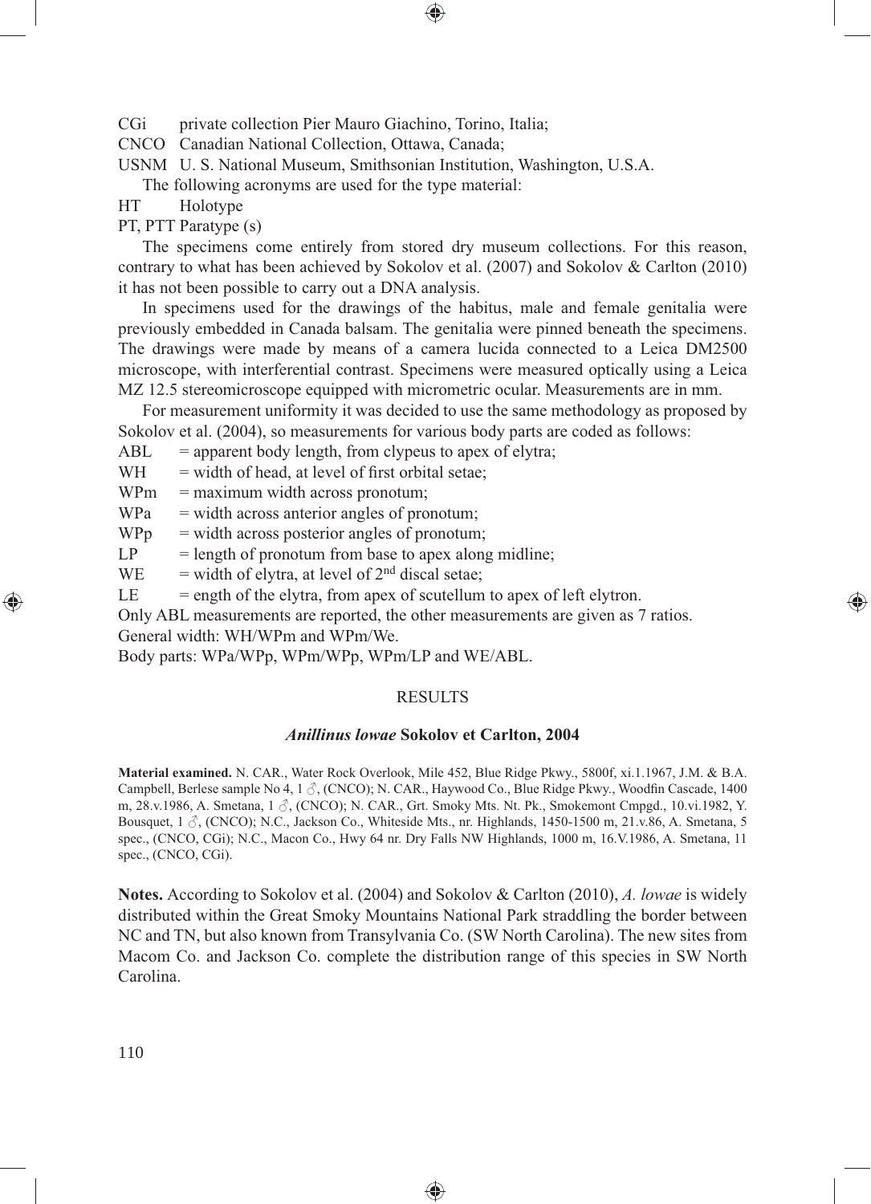CGi private collection Pier Mauro Giachino, Torino, Italia;

CNCO Canadian National Collection, Ottawa, Canada;

USNM U. S. National Museum, Smithsonian Institution, Washington, U.S.A.

The following acronyms are used for the type material:

HT Holotype

PT, PTT Paratype (s)

The specimens come entirely from stored dry museum collections. For this reason, contrary to what has been achieved by Sokolov et al. (2007) and Sokolov & Carlton (2010) it has not been possible to carry out a DNA analysis.

In specimens used for the drawings of the habitus, male and female genitalia were previously embedded in Canada balsam. The genitalia were pinned beneath the specimens. The drawings were made by means of a camera lucida connected to a Leica DM2500 microscope, with interferential contrast. Specimens were measured optically using a Leica MZ 12.5 stereomicroscope equipped with micrometric ocular. Measurements are in mm.

For measurement uniformity it was decided to use the same methodology as proposed by Sokolov et al. (2004), so measurements for various body parts are coded as follows:

ABL = apparent body length, from clypeus to apex of elytra;

WH = width of head, at level of first orbital setae;

WPm = maximum width across pronotum;

WPa = width across anterior angles of pronotum;

WPp = width across posterior angles of pronotum;

LP = length of pronotum from base to apex along midline;

WE = width of elytra, at level of 2nd discal setae;

LE = ength of the elytra, from apex of scutellum to apex of left elytron.

Only ABL measurements are reported, the other measurements are given as 7 ratios.

General width: WH/WPm and WPm/We.

Body parts: WPa/WPp, WPm/WPp, WPm/LP and WE/ABL.

## RESULTS

### *Anillinus lowae* Sokolov et Carlton, 2004

**Material examined.** N. CAR., Water Rock Overlook, Mile 452, Blue Ridge Pkwy., 5800f, xi.1.1967, J.M. & B.A. Campbell, Berlese sample No 4, 1 ♂, (CNCO); N. CAR., Haywood Co., Blue Ridge Pkwy., Woodfin Cascade, 1400 m, 28.v.1986, A. Smetana, 1 ♂, (CNCO); N. CAR., Grt. Smoky Mts. Nt. Pk., Smokemont Cmpgd., 10.vi.1982, Y. Bousquet, 1 ♂, (CNCO); N.C., Jackson Co., Whiteside Mts., nr. Highlands, 1450-1500 m, 21.v.86, A. Smetana, 5 spec., (CNCO, CGi); N.C., Macon Co., Hwy 64 nr. Dry Falls NW Highlands, 1000 m, 16.V.1986, A. Smetana, 11 spec., (CNCO, CGi).

**Notes.** According to Sokolov et al. (2004) and Sokolov & Carlton (2010), *A. lowae* is widely distributed within the Great Smoky Mountains National Park straddling the border between NC and TN, but also known from Transylvania Co. (SW North Carolina). The new sites from Macom Co. and Jackson Co. complete the distribution range of this species in SW North Carolina.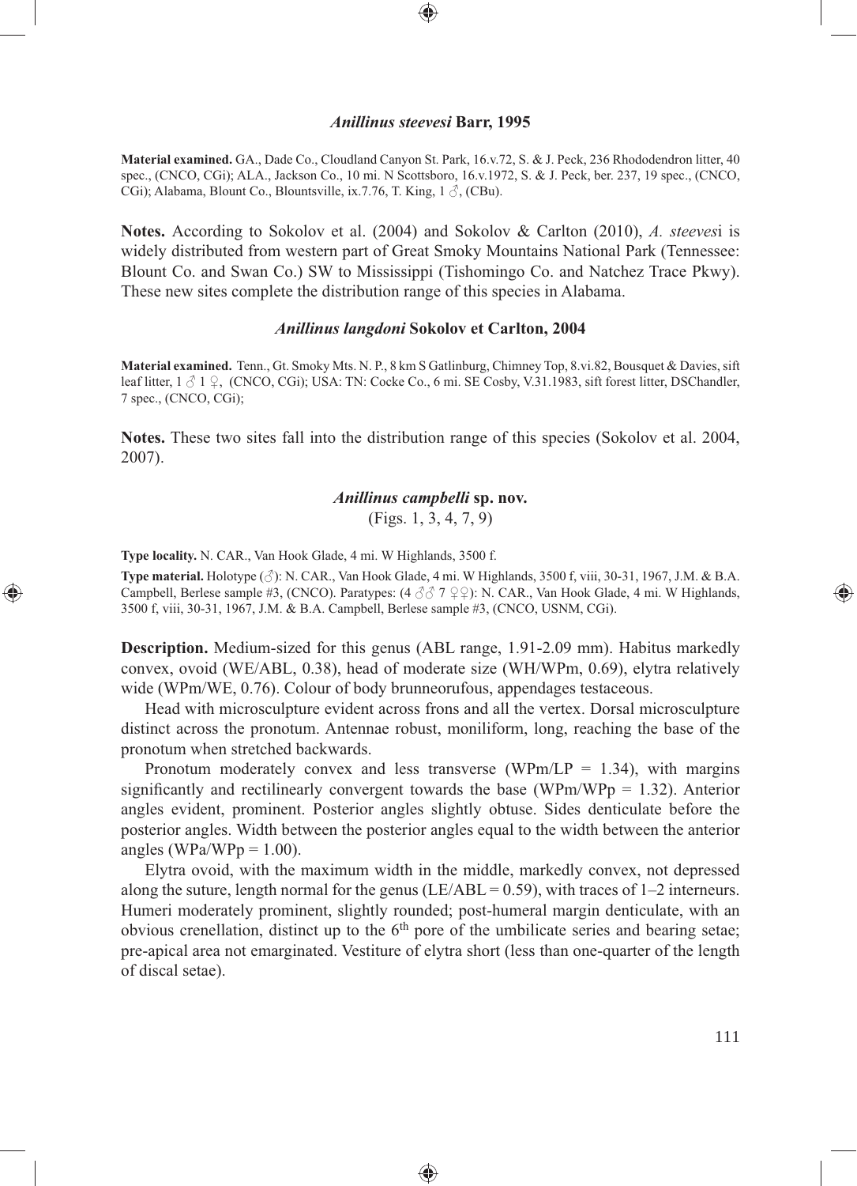### *Anillinus steevesi* Barr, 1995

**Material examined.** GA., Dade Co., Cloudland Canyon St. Park, 16.v.72, S. & J. Peck, 236 Rhododendron litter, 40 spec., (CNCO, CGi); ALA., Jackson Co., 10 mi. N Scottsboro, 16.v.1972, S. & J. Peck, ber. 237, 19 spec., (CNCO, CGi); Alabama, Blount Co., Blountsville, ix.7.76, T. King, 1 ♂, (CBu).

**Notes.** According to Sokolov et al. (2004) and Sokolov & Carlton (2010), *A. steeves*i is widely distributed from western part of Great Smoky Mountains National Park (Tennessee: Blount Co. and Swan Co.) SW to Mississippi (Tishomingo Co. and Natchez Trace Pkwy). These new sites complete the distribution range of this species in Alabama.

### *Anillinus langdoni* Sokolov et Carlton, 2004

**Material examined.** Tenn., Gt. Smoky Mts. N. P., 8 km S Gatlinburg, Chimney Top, 8.vi.82, Bousquet & Davies, sift leaf litter, 1 ♂ 1 ♀, (CNCO, CGi); USA: TN: Cocke Co., 6 mi. SE Cosby, V.31.1983, sift forest litter, DSChandler, 7 spec., (CNCO, CGi);

**Notes.** These two sites fall into the distribution range of this species (Sokolov et al. 2004, 2007).

### *Anillinus campbelli* sp. nov.

(Figs. 1, 3, 4, 7, 9)

**Type locality.** N. CAR., Van Hook Glade, 4 mi. W Highlands, 3500 f.

**Type material.** Holotype (♂): N. CAR., Van Hook Glade, 4 mi. W Highlands, 3500 f, viii, 30-31, 1967, J.M. & B.A. Campbell, Berlese sample #3, (CNCO). Paratypes: (4 ♂♂ 7 ♀♀): N. CAR., Van Hook Glade, 4 mi. W Highlands, 3500 f, viii, 30-31, 1967, J.M. & B.A. Campbell, Berlese sample #3, (CNCO, USNM, CGi).

**Description.** Medium-sized for this genus (ABL range, 1.91-2.09 mm). Habitus markedly convex, ovoid (WE/ABL, 0.38), head of moderate size (WH/WPm, 0.69), elytra relatively wide (WPm/WE, 0.76). Colour of body brunneorufous, appendages testaceous.

Head with microsculpture evident across frons and all the vertex. Dorsal microsculpture distinct across the pronotum. Antennae robust, moniliform, long, reaching the base of the pronotum when stretched backwards.

Pronotum moderately convex and less transverse (WPm/LP = 1.34), with margins significantly and rectilinearly convergent towards the base (WPm/WPp = 1.32). Anterior angles evident, prominent. Posterior angles slightly obtuse. Sides denticulate before the posterior angles. Width between the posterior angles equal to the width between the anterior angles (WPa/WPp = 1.00).

Elytra ovoid, with the maximum width in the middle, markedly convex, not depressed along the suture, length normal for the genus (LE/ABL = 0.59), with traces of 1–2 interneurs. Humeri moderately prominent, slightly rounded; post-humeral margin denticulate, with an obvious crenellation, distinct up to the 6th pore of the umbilicate series and bearing setae; pre-apical area not emarginated. Vestiture of elytra short (less than one-quarter of the length of discal setae).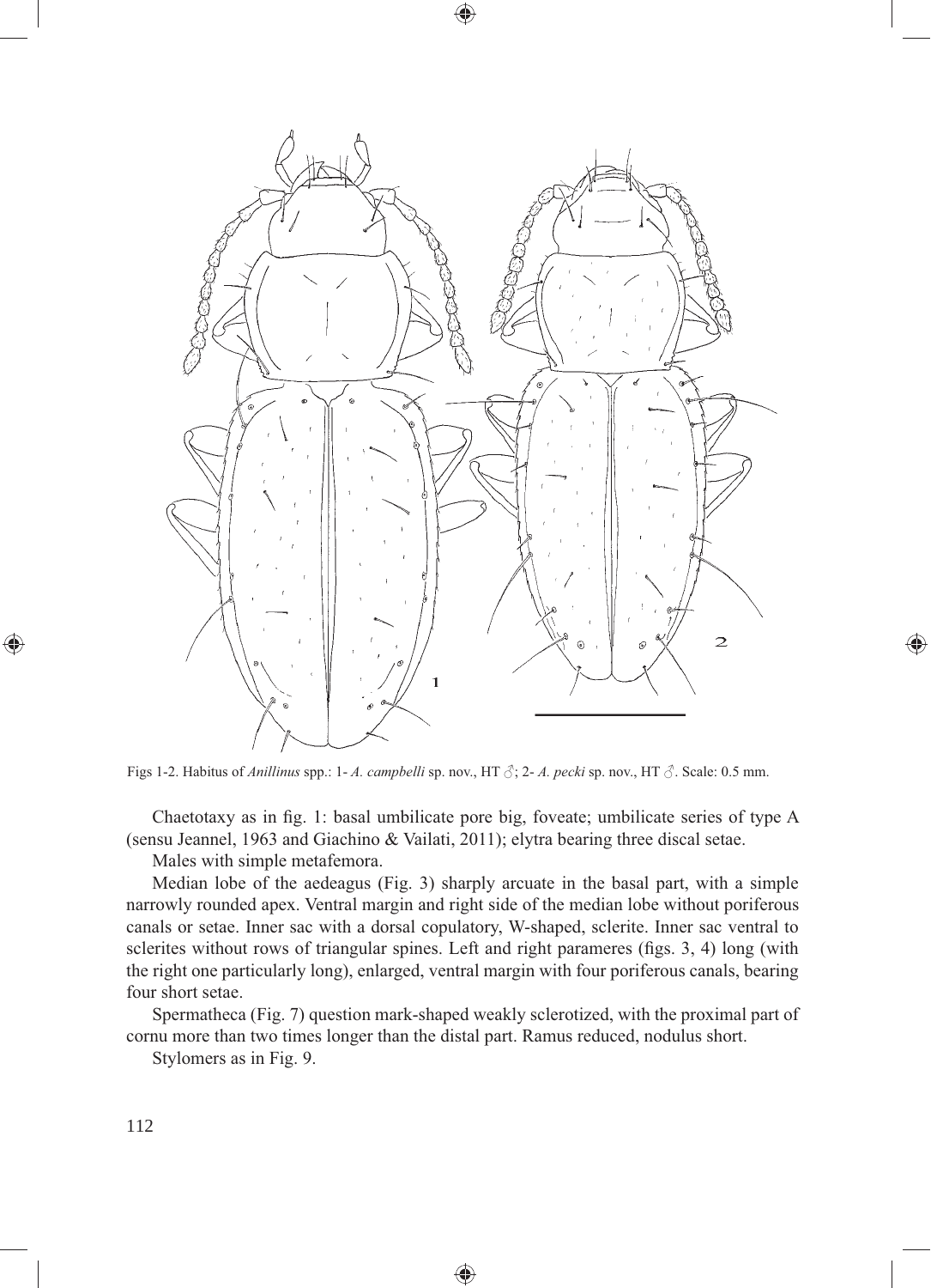Figs 1-2. Habitus of *Anillinus* spp.: 1- *A. campbelli* sp. nov., HT ♂; 2- *A. pecki* sp. nov., HT ♂. Scale: 0.5 mm.

Chaetotaxy as in fig. 1: basal umbilicate pore big, foveate; umbilicate series of type A (sensu Jeannel, 1963 and Giachino & Vailati, 2011); elytra bearing three discal setae.

Males with simple metafemora.

Median lobe of the aedeagus (Fig. 3) sharply arcuate in the basal part, with a simple narrowly rounded apex. Ventral margin and right side of the median lobe without poriferous canals or setae. Inner sac with a dorsal copulatory, W-shaped, sclerite. Inner sac ventral to sclerites without rows of triangular spines. Left and right parameres (figs. 3, 4) long (with the right one particularly long), enlarged, ventral margin with four poriferous canals, bearing four short setae.

Spermatheca (Fig. 7) question mark-shaped weakly sclerotized, with the proximal part of cornu more than two times longer than the distal part. Ramus reduced, nodulus short.

Stylomers as in Fig. 9.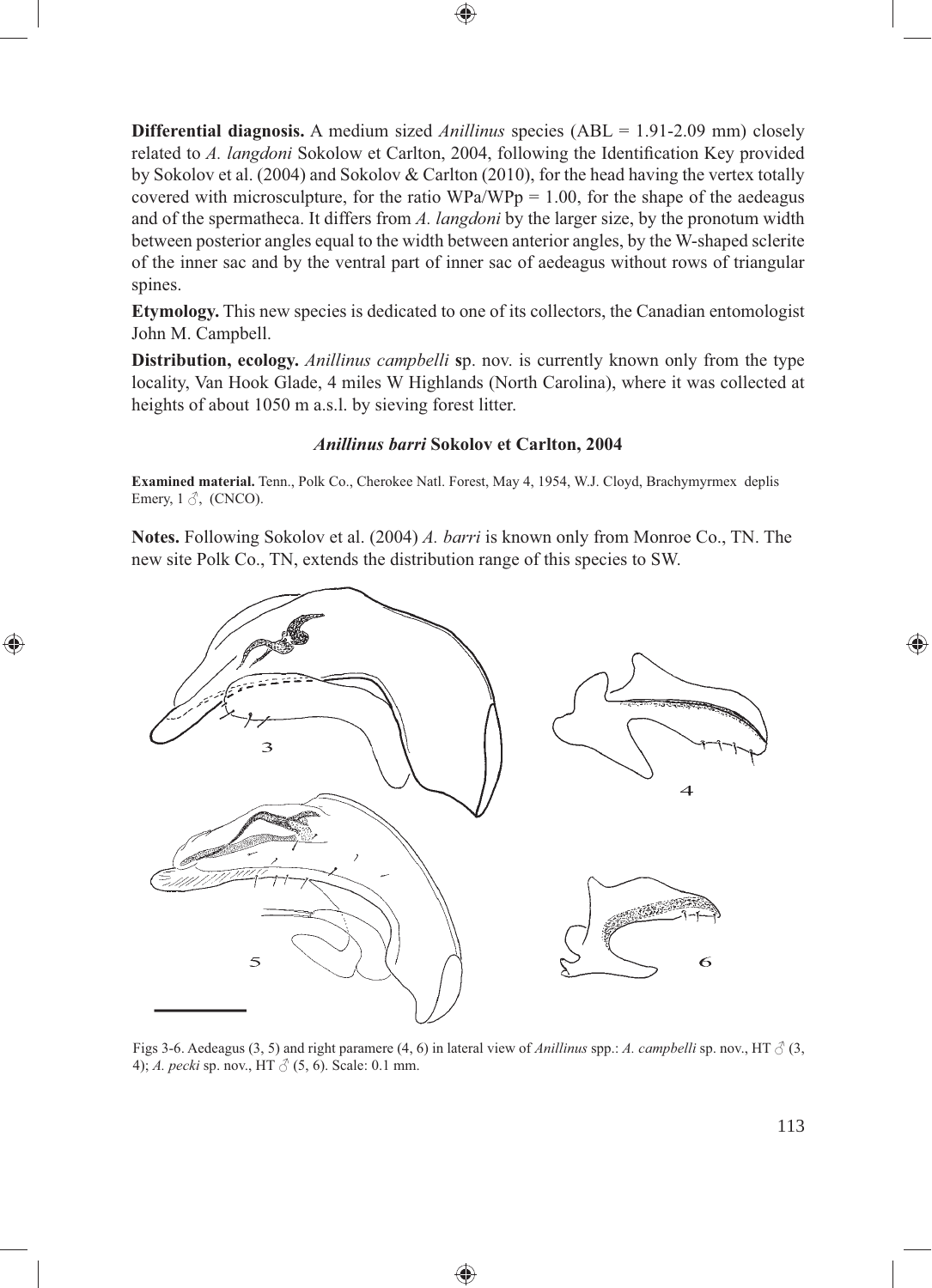**Differential diagnosis.** A medium sized *Anillinus* species (ABL = 1.91-2.09 mm) closely related to *A. langdoni* Sokolow et Carlton, 2004, following the Identification Key provided by Sokolov et al. (2004) and Sokolov & Carlton (2010), for the head having the vertex totally covered with microsculpture, for the ratio WPa/WPp = 1.00, for the shape of the aedeagus and of the spermatheca. It differs from *A. langdoni* by the larger size, by the pronotum width between posterior angles equal to the width between anterior angles, by the W-shaped sclerite of the inner sac and by the ventral part of inner sac of aedeagus without rows of triangular spines.

**Etymology.** This new species is dedicated to one of its collectors, the Canadian entomologist John M. Campbell.

**Distribution, ecology.** *Anillinus campbelli* **s**p. nov. is currently known only from the type locality, Van Hook Glade, 4 miles W Highlands (North Carolina), where it was collected at heights of about 1050 m a.s.l. by sieving forest litter.

### *Anillinus barri* Sokolov et Carlton, 2004

**Examined material.** Tenn., Polk Co., Cherokee Natl. Forest, May 4, 1954, W.J. Cloyd, Brachymyrmex deplis Emery, 1 ♂, (CNCO).

**Notes.** Following Sokolov et al. (2004) *A. barri* is known only from Monroe Co., TN. The new site Polk Co., TN, extends the distribution range of this species to SW.

Figs 3-6. Aedeagus (3, 5) and right paramere (4, 6) in lateral view of *Anillinus* spp.: *A. campbelli* sp. nov., HT ♂ (3, 4); *A. pecki* sp. nov., HT ♂ (5, 6). Scale: 0.1 mm.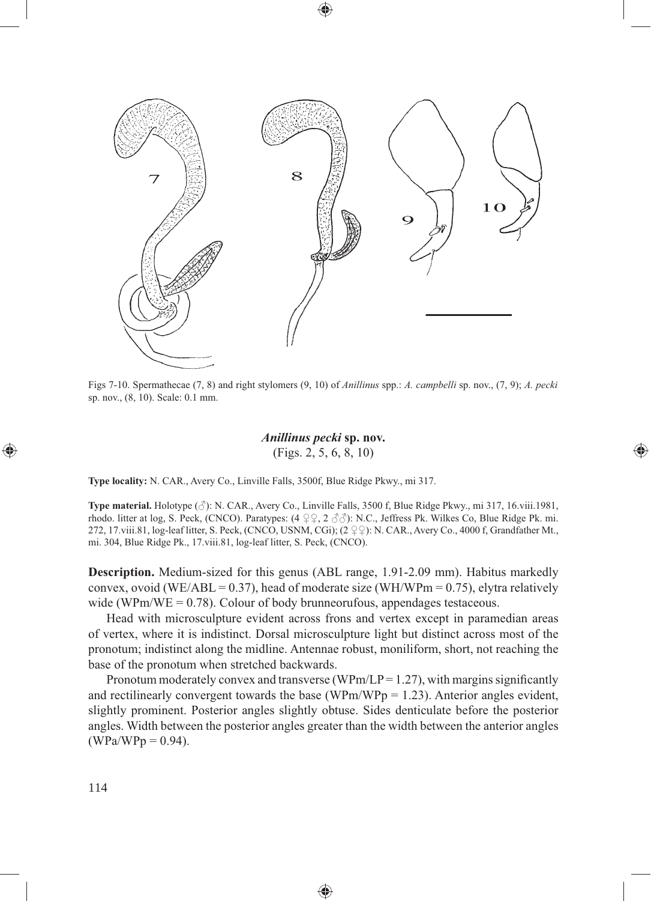Figs 7-10. Spermathecae (7, 8) and right stylomers (9, 10) of *Anillinus* spp.: *A. campbelli* sp. nov., (7, 9); *A. pecki* sp. nov., (8, 10). Scale: 0.1 mm.

## *Anillinus pecki* sp. nov.

(Figs. 2, 5, 6, 8, 10)

**Type locality:** N. CAR., Avery Co., Linville Falls, 3500f, Blue Ridge Pkwy., mi 317.

**Type material.** Holotype (♂): N. CAR., Avery Co., Linville Falls, 3500 f, Blue Ridge Pkwy., mi 317, 16.viii.1981, rhodo. litter at log, S. Peck, (CNCO). Paratypes: (4 ♀♀, 2 ♂♂): N.C., Jeffress Pk. Wilkes Co, Blue Ridge Pk. mi. 272, 17.viii.81, log-leaf litter, S. Peck, (CNCO, USNM, CGi); (2 ♀♀): N. CAR., Avery Co., 4000 f, Grandfather Mt., mi. 304, Blue Ridge Pk., 17.viii.81, log-leaf litter, S. Peck, (CNCO).

**Description.** Medium-sized for this genus (ABL range, 1.91-2.09 mm). Habitus markedly convex, ovoid (WE/ABL = 0.37), head of moderate size (WH/WPm = 0.75), elytra relatively wide (WPm/WE = 0.78). Colour of body brunneorufous, appendages testaceous.

Head with microsculpture evident across frons and vertex except in paramedian areas of vertex, where it is indistinct. Dorsal microsculpture light but distinct across most of the pronotum; indistinct along the midline. Antennae robust, moniliform, short, not reaching the base of the pronotum when stretched backwards.

Pronotum moderately convex and transverse (WPm/LP = 1.27), with margins significantly and rectilinearly convergent towards the base (WPm/WPp = 1.23). Anterior angles evident, slightly prominent. Posterior angles slightly obtuse. Sides denticulate before the posterior angles. Width between the posterior angles greater than the width between the anterior angles (WPa/WPp = 0.94).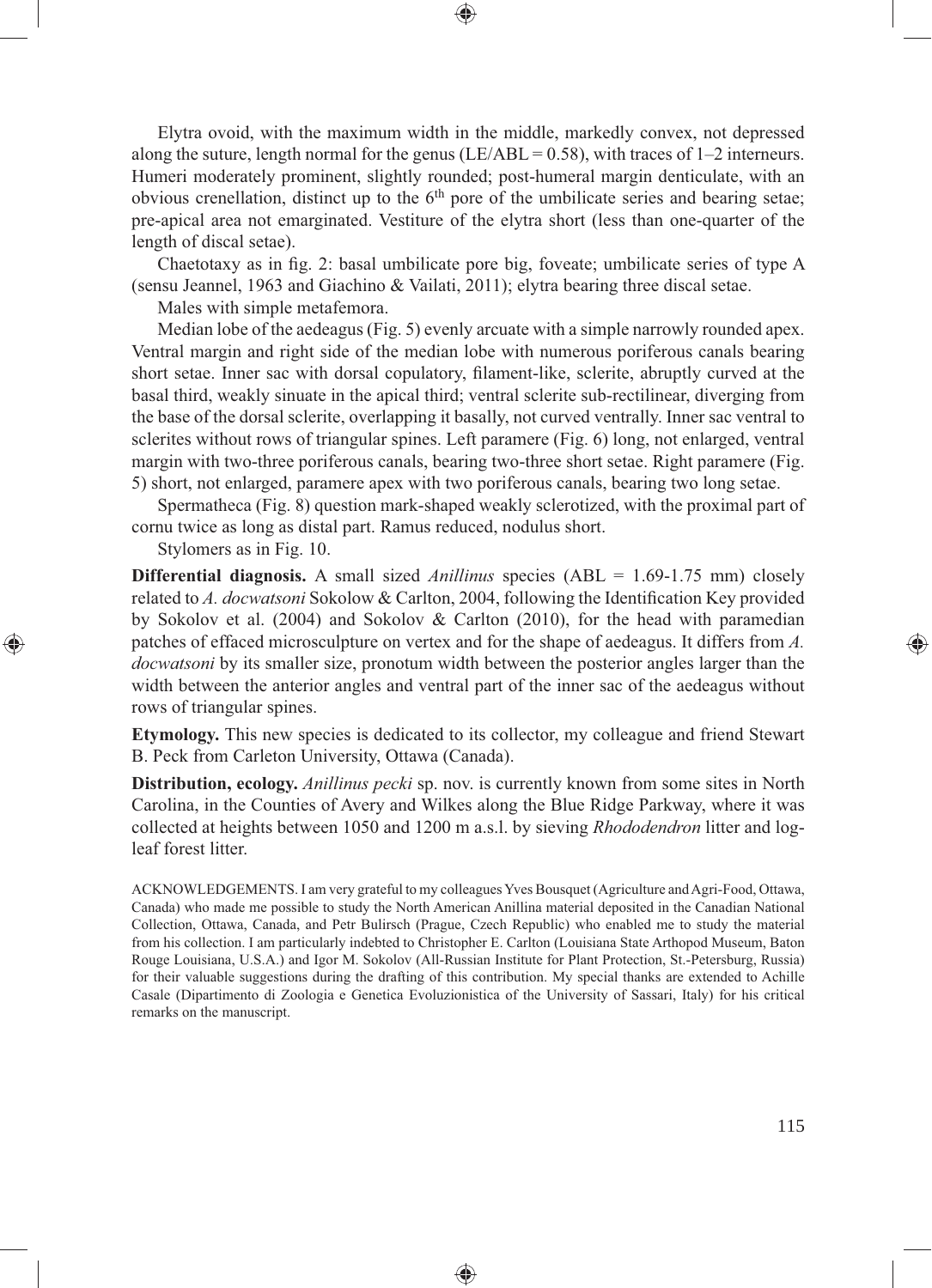Elytra ovoid, with the maximum width in the middle, markedly convex, not depressed along the suture, length normal for the genus (LE/ABL = 0.58), with traces of 1–2 interneurs. Humeri moderately prominent, slightly rounded; post-humeral margin denticulate, with an obvious crenellation, distinct up to the 6$^{th}$ pore of the umbilicate series and bearing setae; pre-apical area not emarginated. Vestiture of the elytra short (less than one-quarter of the length of discal setae).

Chaetotaxy as in fig. 2: basal umbilicate pore big, foveate; umbilicate series of type A (sensu Jeannel, 1963 and Giachino & Vailati, 2011); elytra bearing three discal setae.

Males with simple metafemora.

Median lobe of the aedeagus (Fig. 5) evenly arcuate with a simple narrowly rounded apex. Ventral margin and right side of the median lobe with numerous poriferous canals bearing short setae. Inner sac with dorsal copulatory, filament-like, sclerite, abruptly curved at the basal third, weakly sinuate in the apical third; ventral sclerite sub-rectilinear, diverging from the base of the dorsal sclerite, overlapping it basally, not curved ventrally. Inner sac ventral to sclerites without rows of triangular spines. Left paramere (Fig. 6) long, not enlarged, ventral margin with two-three poriferous canals, bearing two-three short setae. Right paramere (Fig. 5) short, not enlarged, paramere apex with two poriferous canals, bearing two long setae.

Spermatheca (Fig. 8) question mark-shaped weakly sclerotized, with the proximal part of cornu twice as long as distal part. Ramus reduced, nodulus short.

Stylomers as in Fig. 10.

**Differential diagnosis.** A small sized *Anillinus* species (ABL = 1.69-1.75 mm) closely related to *A. docwatsoni* Sokolow & Carlton, 2004, following the Identification Key provided by Sokolov et al. (2004) and Sokolov & Carlton (2010), for the head with paramedian patches of effaced microsculpture on vertex and for the shape of aedeagus. It differs from *A. docwatsoni* by its smaller size, pronotum width between the posterior angles larger than the width between the anterior angles and ventral part of the inner sac of the aedeagus without rows of triangular spines.

**Etymology.** This new species is dedicated to its collector, my colleague and friend Stewart B. Peck from Carleton University, Ottawa (Canada).

**Distribution, ecology.** *Anillinus pecki* sp. nov. is currently known from some sites in North Carolina, in the Counties of Avery and Wilkes along the Blue Ridge Parkway, where it was collected at heights between 1050 and 1200 m a.s.l. by sieving *Rhododendron* litter and log-leaf forest litter.

ACKNOWLEDGEMENTS. I am very grateful to my colleagues Yves Bousquet (Agriculture and Agri-Food, Ottawa, Canada) who made me possible to study the North American Anillina material deposited in the Canadian National Collection, Ottawa, Canada, and Petr Bulirsch (Prague, Czech Republic) who enabled me to study the material from his collection. I am particularly indebted to Christopher E. Carlton (Louisiana State Arthopod Museum, Baton Rouge Louisiana, U.S.A.) and Igor M. Sokolov (All-Russian Institute for Plant Protection, St.-Petersburg, Russia) for their valuable suggestions during the drafting of this contribution. My special thanks are extended to Achille Casale (Dipartimento di Zoologia e Genetica Evoluzionistica of the University of Sassari, Italy) for his critical remarks on the manuscript.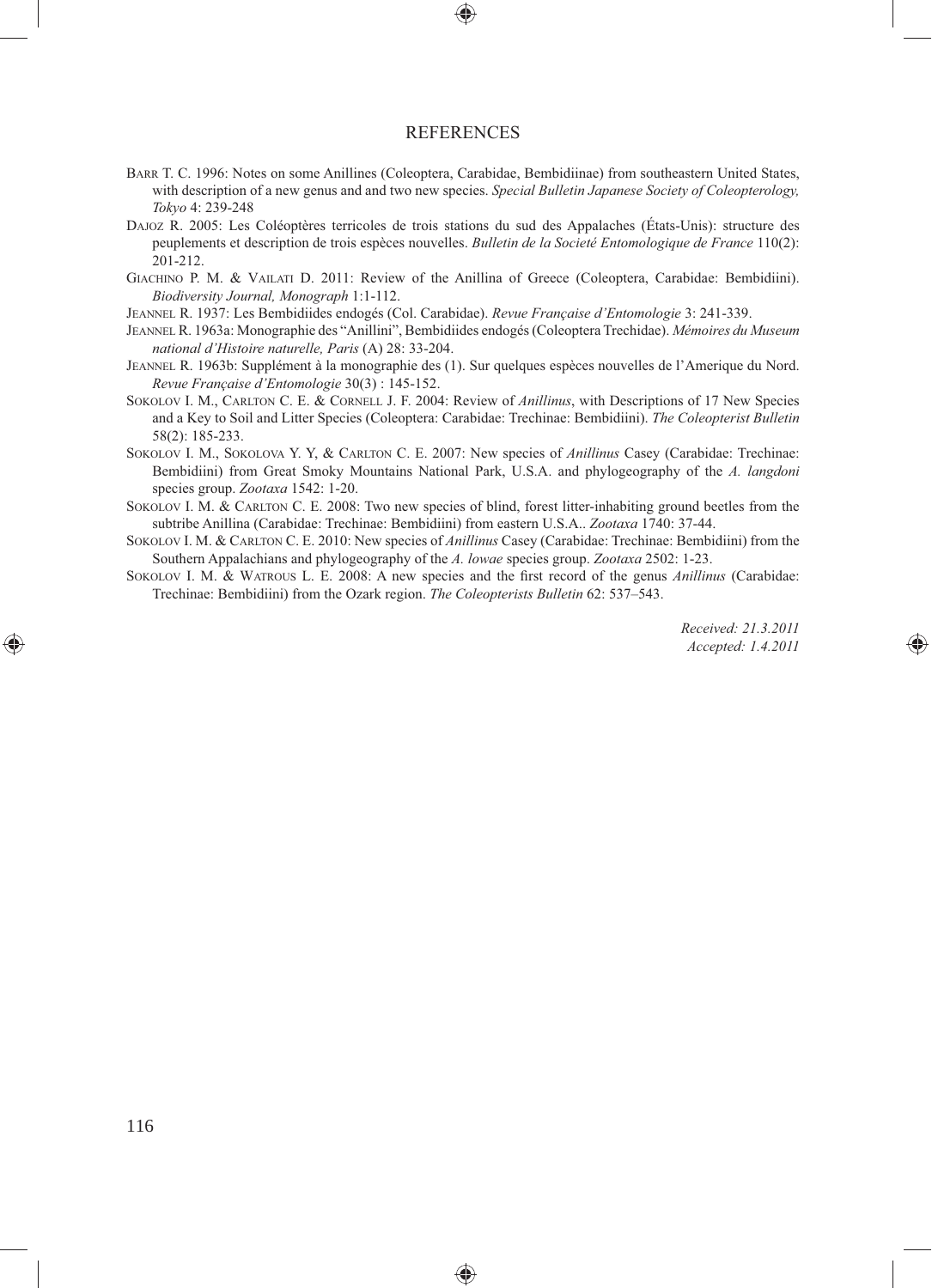## REFERENCES

Barr T. C. 1996: Notes on some Anillines (Coleoptera, Carabidae, Bembidiinae) from southeastern United States, with description of a new genus and and two new species. *Special Bulletin Japanese Society of Coleopterology, Tokyo* 4: 239-248

Dajoz R. 2005: Les Coléoptères terricoles de trois stations du sud des Appalaches (États-Unis): structure des peuplements et description de trois espèces nouvelles. *Bulletin de la Societé Entomologique de France* 110(2): 201-212.

Giachino P. M. & Vailati D. 2011: Review of the Anillina of Greece (Coleoptera, Carabidae: Bembidiini). *Biodiversity Journal, Monograph* 1:1-112.

Jeannel R. 1937: Les Bembidiides endogés (Col. Carabidae). *Revue Française d'Entomologie* 3: 241-339.

Jeannel R. 1963a: Monographie des "Anillini", Bembidiides endogés (Coleoptera Trechidae). *Mémoires du Museum national d'Histoire naturelle, Paris* (A) 28: 33-204.

Jeannel R. 1963b: Supplément à la monographie des (1). Sur quelques espèces nouvelles de l'Amerique du Nord. *Revue Française d'Entomologie* 30(3) : 145-152.

Sokolov I. M., Carlton C. E. & Cornell J. F. 2004: Review of *Anillinus*, with Descriptions of 17 New Species and a Key to Soil and Litter Species (Coleoptera: Carabidae: Trechinae: Bembidiini). *The Coleopterist Bulletin* 58(2): 185-233.

Sokolov I. M., Sokolova Y. Y, & Carlton C. E. 2007: New species of *Anillinus* Casey (Carabidae: Trechinae: Bembidiini) from Great Smoky Mountains National Park, U.S.A. and phylogeography of the *A. langdoni* species group. *Zootaxa* 1542: 1-20.

Sokolov I. M. & Carlton C. E. 2008: Two new species of blind, forest litter-inhabiting ground beetles from the subtribe Anillina (Carabidae: Trechinae: Bembidiini) from eastern U.S.A.. *Zootaxa* 1740: 37-44.

Sokolov I. M. & Carlton C. E. 2010: New species of *Anillinus* Casey (Carabidae: Trechinae: Bembidiini) from the Southern Appalachians and phylogeography of the *A. lowae* species group. *Zootaxa* 2502: 1-23.

Sokolov I. M. & Watrous L. E. 2008: A new species and the first record of the genus *Anillinus* (Carabidae: Trechinae: Bembidiini) from the Ozark region. *The Coleopterists Bulletin* 62: 537–543.

*Received: 21.3.2011*
*Accepted: 1.4.2011*